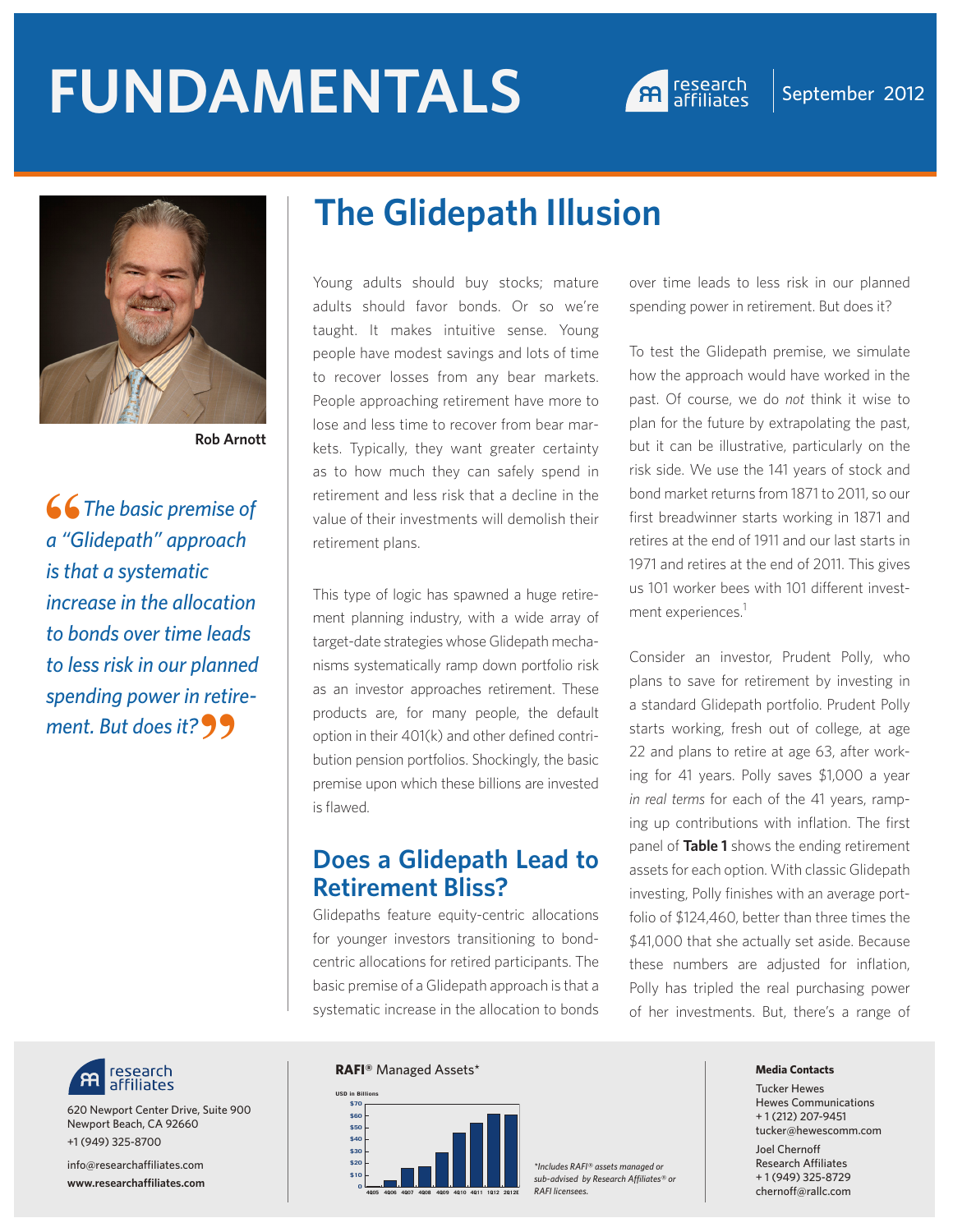# FUNDAMENTALS

September 2012

Rob Arnott

> *"The basic premise of a "Glidepath" approach is that a systematic increase in the allocation to bonds over time leads to less risk in our planned spending power in retirement. But does it?"*

# The Glidepath Illusion

Young adults should buy stocks; mature adults should favor bonds. Or so we're taught. It makes intuitive sense. Young people have modest savings and lots of time to recover losses from any bear markets. People approaching retirement have more to lose and less time to recover from bear markets. Typically, they want greater certainty as to how much they can safely spend in retirement and less risk that a decline in the value of their investments will demolish their retirement plans.

This type of logic has spawned a huge retirement planning industry, with a wide array of target-date strategies whose Glidepath mechanisms systematically ramp down portfolio risk as an investor approaches retirement. These products are, for many people, the default option in their 401(k) and other defined contribution pension portfolios. Shockingly, the basic premise upon which these billions are invested is flawed.

## Does a Glidepath Lead to Retirement Bliss?

Glidepaths feature equity-centric allocations for younger investors transitioning to bond-centric allocations for retired participants. The basic premise of a Glidepath approach is that a systematic increase in the allocation to bonds over time leads to less risk in our planned spending power in retirement. But does it?

To test the Glidepath premise, we simulate how the approach would have worked in the past. Of course, we do *not* think it wise to plan for the future by extrapolating the past, but it can be illustrative, particularly on the risk side. We use the 141 years of stock and bond market returns from 1871 to 2011, so our first breadwinner starts working in 1871 and retires at the end of 1911 and our last starts in 1971 and retires at the end of 2011. This gives us 101 worker bees with 101 different investment experiences.[1]

Consider an investor, Prudent Polly, who plans to save for retirement by investing in a standard Glidepath portfolio. Prudent Polly starts working, fresh out of college, at age 22 and plans to retire at age 63, after working for 41 years. Polly saves $1,000 a year *in real terms* for each of the 41 years, ramping up contributions with inflation. The first panel of **Table 1** shows the ending retirement assets for each option. With classic Glidepath investing, Polly finishes with an average portfolio of $124,460, better than three times the $41,000 that she actually set aside. Because these numbers are adjusted for inflation, Polly has tripled the real purchasing power of her investments. But, there's a range of

---

research affiliates

620 Newport Center Drive, Suite 900
Newport Beach, CA 92660
+1 (949) 325-8700

info@researchaffiliates.com
**www.researchaffiliates.com**

**RAFI®** Managed Assets*

USD in Billions

*Includes RAFI® assets managed or sub-advised by Research Affiliates® or RAFI licensees.

**Media Contacts**

Tucker Hewes
Hewes Communications
+ 1 (212) 207-9451
tucker@hewescomm.com

Joel Chernoff
Research Affiliates
+ 1 (949) 325-8729
chernoff@rallc.com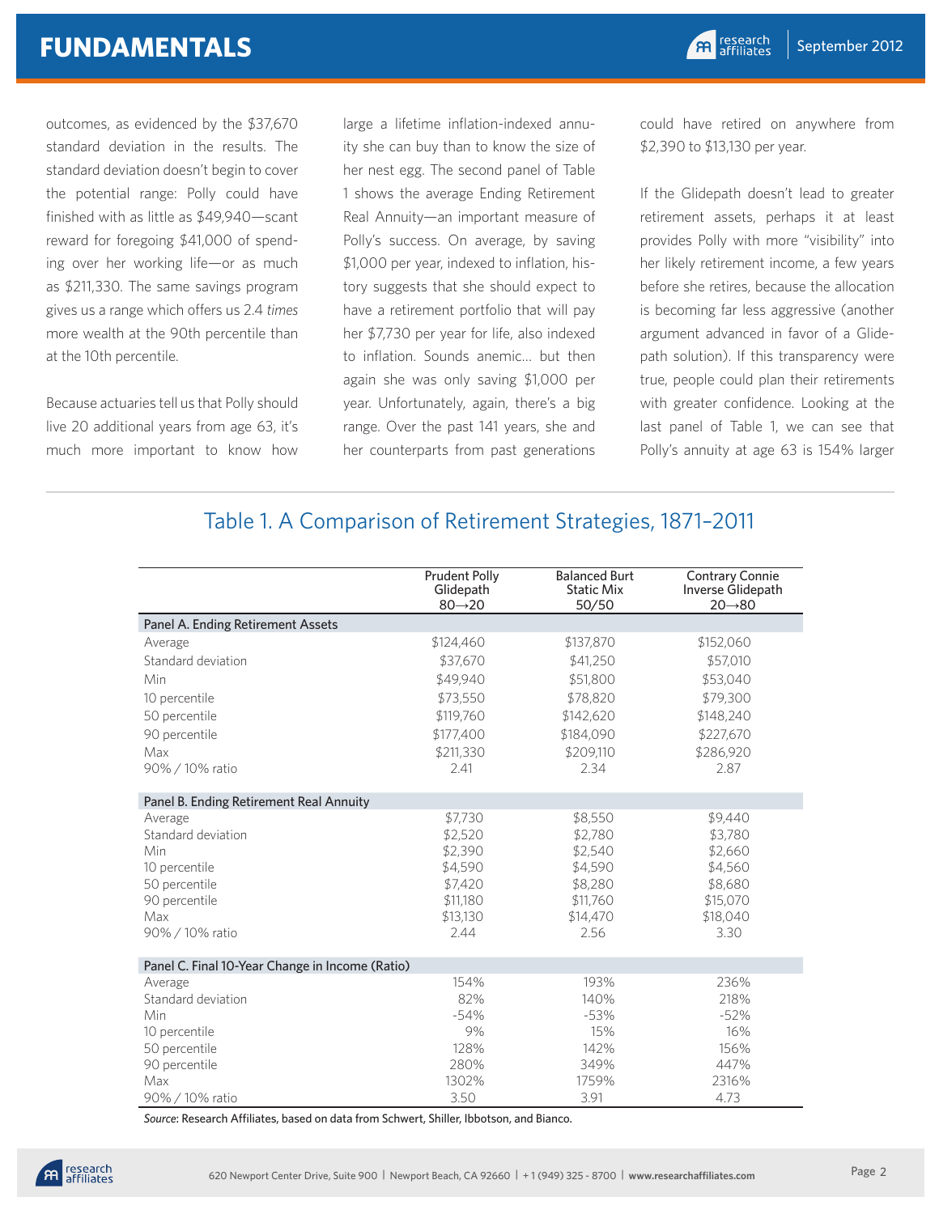outcomes, as evidenced by the $37,670 standard deviation in the results. The standard deviation doesn't begin to cover the potential range: Polly could have finished with as little as $49,940—scant reward for foregoing $41,000 of spending over her working life—or as much as $211,330. The same savings program gives us a range which offers us 2.4 *times* more wealth at the 90th percentile than at the 10th percentile.

Because actuaries tell us that Polly should live 20 additional years from age 63, it's much more important to know how large a lifetime inflation-indexed annuity she can buy than to know the size of her nest egg. The second panel of Table 1 shows the average Ending Retirement Real Annuity—an important measure of Polly's success. On average, by saving $1,000 per year, indexed to inflation, history suggests that she should expect to have a retirement portfolio that will pay her $7,730 per year for life, also indexed to inflation. Sounds anemic… but then again she was only saving $1,000 per year. Unfortunately, again, there's a big range. Over the past 141 years, she and her counterparts from past generations could have retired on anywhere from $2,390 to $13,130 per year.

If the Glidepath doesn't lead to greater retirement assets, perhaps it at least provides Polly with more "visibility" into her likely retirement income, a few years before she retires, because the allocation is becoming far less aggressive (another argument advanced in favor of a Glidepath solution). If this transparency were true, people could plan their retirements with greater confidence. Looking at the last panel of Table 1, we can see that Polly's annuity at age 63 is 154% larger

## Table 1. A Comparison of Retirement Strategies, 1871–2011

| | Prudent Polly Glidepath 80→20 | Balanced Burt Static Mix 50/50 | Contrary Connie Inverse Glidepath 20→80 |
|---|---|---|---|
| **Panel A. Ending Retirement Assets** | | | |
| Average | $124,460 | $137,870 | $152,060 |
| Standard deviation | $37,670 | $41,250 | $57,010 |
| Min | $49,940 | $51,800 | $53,040 |
| 10 percentile | $73,550 | $78,820 | $79,300 |
| 50 percentile | $119,760 | $142,620 | $148,240 |
| 90 percentile | $177,400 | $184,090 | $227,670 |
| Max | $211,330 | $209,110 | $286,920 |
| 90% / 10% ratio | 2.41 | 2.34 | 2.87 |
| **Panel B. Ending Retirement Real Annuity** | | | |
| Average | $7,730 | $8,550 | $9,440 |
| Standard deviation | $2,520 | $2,780 | $3,780 |
| Min | $2,390 | $2,540 | $2,660 |
| 10 percentile | $4,590 | $4,590 | $4,560 |
| 50 percentile | $7,420 | $8,280 | $8,680 |
| 90 percentile | $11,180 | $11,760 | $15,070 |
| Max | $13,130 | $14,470 | $18,040 |
| 90% / 10% ratio | 2.44 | 2.56 | 3.30 |
| **Panel C. Final 10-Year Change in Income (Ratio)** | | | |
| Average | 154% | 193% | 236% |
| Standard deviation | 82% | 140% | 218% |
| Min | -54% | -53% | -52% |
| 10 percentile | 9% | 15% | 16% |
| 50 percentile | 128% | 142% | 156% |
| 90 percentile | 280% | 349% | 447% |
| Max | 1302% | 1759% | 2316% |
| 90% / 10% ratio | 3.50 | 3.91 | 4.73 |

*Source*: Research Affiliates, based on data from Schwert, Shiller, Ibbotson, and Bianco.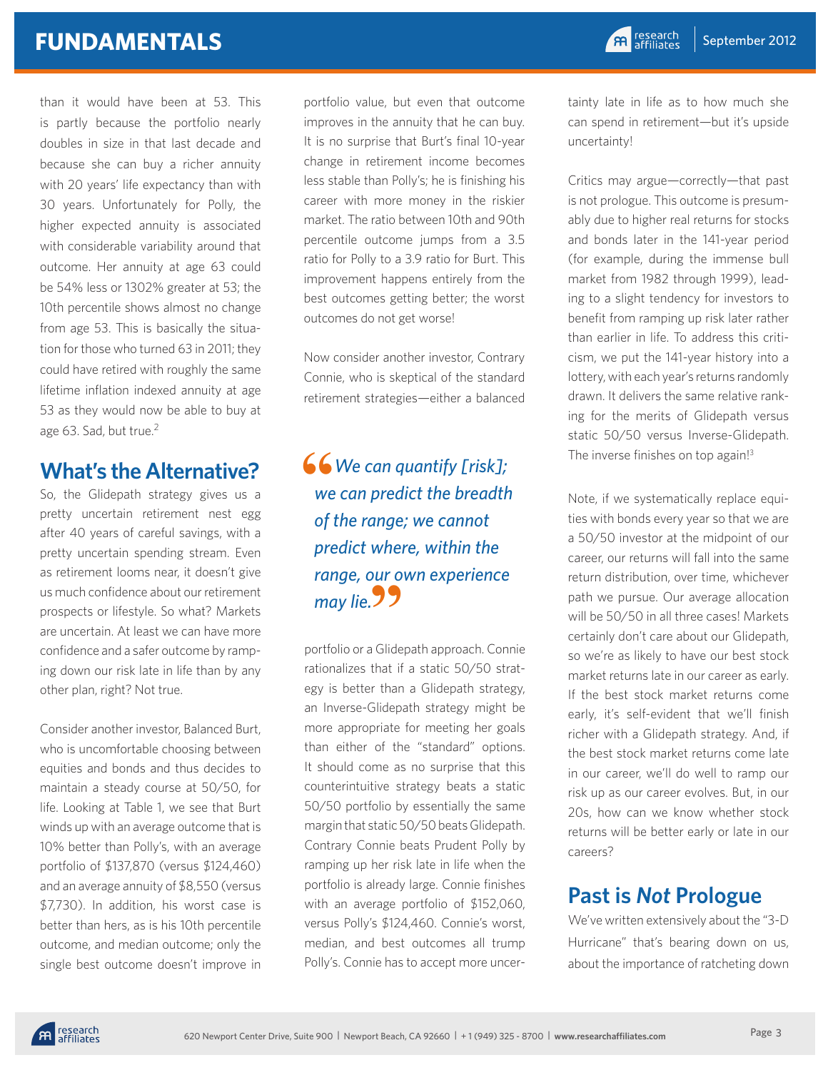than it would have been at 53. This is partly because the portfolio nearly doubles in size in that last decade and because she can buy a richer annuity with 20 years' life expectancy than with 30 years. Unfortunately for Polly, the higher expected annuity is associated with considerable variability around that outcome. Her annuity at age 63 could be 54% less or 1302% greater at 53; the 10th percentile shows almost no change from age 53. This is basically the situation for those who turned 63 in 2011; they could have retired with roughly the same lifetime inflation indexed annuity at age 53 as they would now be able to buy at age 63. Sad, but true.[2]

## What's the Alternative?

So, the Glidepath strategy gives us a pretty uncertain retirement nest egg after 40 years of careful savings, with a pretty uncertain spending stream. Even as retirement looms near, it doesn't give us much confidence about our retirement prospects or lifestyle. So what? Markets are uncertain. At least we can have more confidence and a safer outcome by ramping down our risk late in life than by any other plan, right? Not true.

Consider another investor, Balanced Burt, who is uncomfortable choosing between equities and bonds and thus decides to maintain a steady course at 50/50, for life. Looking at Table 1, we see that Burt winds up with an average outcome that is 10% better than Polly's, with an average portfolio of $137,870 (versus $124,460) and an average annuity of $8,550 (versus $7,730). In addition, his worst case is better than hers, as is his 10th percentile outcome, and median outcome; only the single best outcome doesn't improve in portfolio value, but even that outcome improves in the annuity that he can buy. It is no surprise that Burt's final 10-year change in retirement income becomes less stable than Polly's; he is finishing his career with more money in the riskier market. The ratio between 10th and 90th percentile outcome jumps from a 3.5 ratio for Polly to a 3.9 ratio for Burt. This improvement happens entirely from the best outcomes getting better; the worst outcomes do not get worse!

Now consider another investor, Contrary Connie, who is skeptical of the standard retirement strategies—either a balanced portfolio or a Glidepath approach. Connie rationalizes that if a static 50/50 strategy is better than a Glidepath strategy, an Inverse-Glidepath strategy might be more appropriate for meeting her goals than either of the "standard" options. It should come as no surprise that this counterintuitive strategy beats a static 50/50 portfolio by essentially the same margin that static 50/50 beats Glidepath. Contrary Connie beats Prudent Polly by ramping up her risk late in life when the portfolio is already large. Connie finishes with an average portfolio of $152,060, versus Polly's $124,460. Connie's worst, median, and best outcomes all trump Polly's. Connie has to accept more uncertainty late in life as to how much she can spend in retirement—but it's upside uncertainty!

> *"We can quantify [risk]; we can predict the breadth of the range; we cannot predict where, within the range, our own experience may lie."*

Critics may argue—correctly—that past is not prologue. This outcome is presumably due to higher real returns for stocks and bonds later in the 141-year period (for example, during the immense bull market from 1982 through 1999), leading to a slight tendency for investors to benefit from ramping up risk later rather than earlier in life. To address this criticism, we put the 141-year history into a lottery, with each year's returns randomly drawn. It delivers the same relative ranking for the merits of Glidepath versus static 50/50 versus Inverse-Glidepath. The inverse finishes on top again![3]

Note, if we systematically replace equities with bonds every year so that we are a 50/50 investor at the midpoint of our career, our returns will fall into the same return distribution, over time, whichever path we pursue. Our average allocation will be 50/50 in all three cases! Markets certainly don't care about our Glidepath, so we're as likely to have our best stock market returns late in our career as early. If the best stock market returns come early, it's self-evident that we'll finish richer with a Glidepath strategy. And, if the best stock market returns come late in our career, we'll do well to ramp our risk up as our career evolves. But, in our 20s, how can we know whether stock returns will be better early or late in our careers?

## Past is *Not* Prologue

We've written extensively about the "3-D Hurricane" that's bearing down on us, about the importance of ratcheting down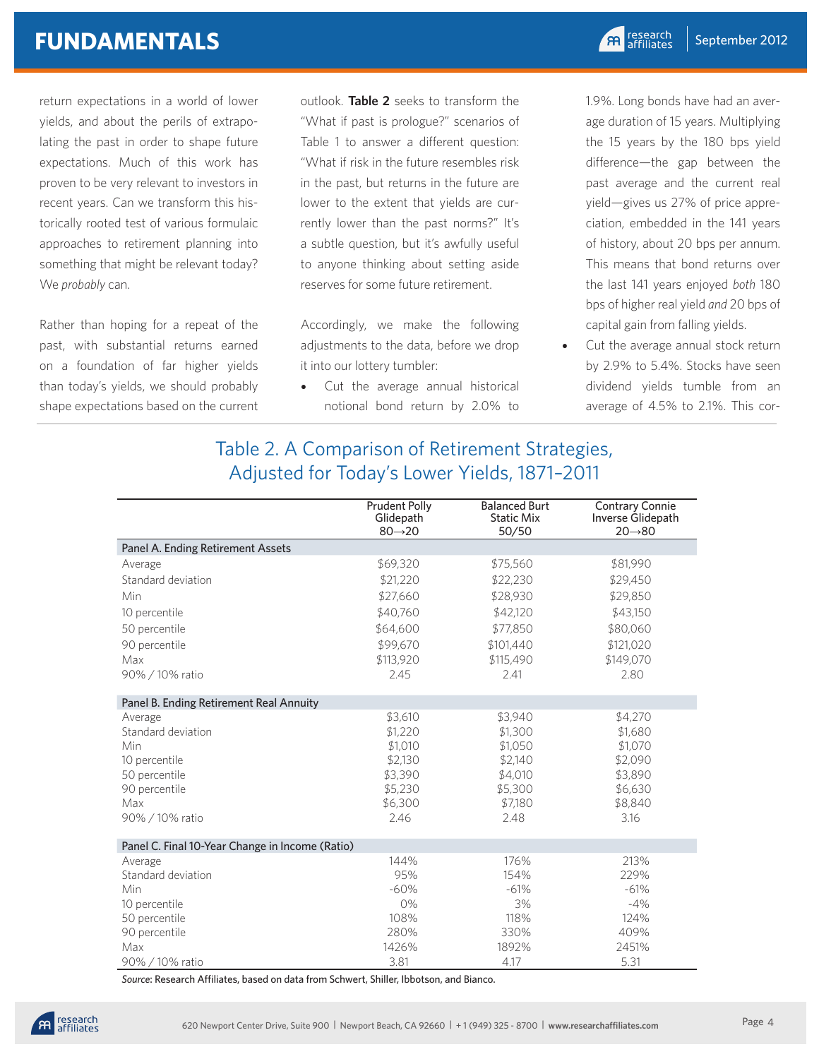return expectations in a world of lower yields, and about the perils of extrapolating the past in order to shape future expectations. Much of this work has proven to be very relevant to investors in recent years. Can we transform this historically rooted test of various formulaic approaches to retirement planning into something that might be relevant today? We *probably* can.

Rather than hoping for a repeat of the past, with substantial returns earned on a foundation of far higher yields than today's yields, we should probably shape expectations based on the current outlook. **Table 2** seeks to transform the "What if past is prologue?" scenarios of Table 1 to answer a different question: "What if risk in the future resembles risk in the past, but returns in the future are lower to the extent that yields are currently lower than the past norms?" It's a subtle question, but it's awfully useful to anyone thinking about setting aside reserves for some future retirement.

Accordingly, we make the following adjustments to the data, before we drop it into our lottery tumbler:

- Cut the average annual historical notional bond return by 2.0% to 1.9%. Long bonds have had an average duration of 15 years. Multiplying the 15 years by the 180 bps yield difference—the gap between the past average and the current real yield—gives us 27% of price appreciation, embedded in the 141 years of history, about 20 bps per annum. This means that bond returns over the last 141 years enjoyed *both* 180 bps of higher real yield *and* 20 bps of capital gain from falling yields.
- Cut the average annual stock return by 2.9% to 5.4%. Stocks have seen dividend yields tumble from an average of 4.5% to 2.1%. This cor-

## Table 2. A Comparison of Retirement Strategies, Adjusted for Today's Lower Yields, 1871–2011

| | Prudent Polly Glidepath 80→20 | Balanced Burt Static Mix 50/50 | Contrary Connie Inverse Glidepath 20→80 |
|---|---|---|---|
| **Panel A. Ending Retirement Assets** | | | |
| Average | $69,320 | $75,560 | $81,990 |
| Standard deviation | $21,220 | $22,230 | $29,450 |
| Min | $27,660 | $28,930 | $29,850 |
| 10 percentile | $40,760 | $42,120 | $43,150 |
| 50 percentile | $64,600 | $77,850 | $80,060 |
| 90 percentile | $99,670 | $101,440 | $121,020 |
| Max | $113,920 | $115,490 | $149,070 |
| 90% / 10% ratio | 2.45 | 2.41 | 2.80 |
| **Panel B. Ending Retirement Real Annuity** | | | |
| Average | $3,610 | $3,940 | $4,270 |
| Standard deviation | $1,220 | $1,300 | $1,680 |
| Min | $1,010 | $1,050 | $1,070 |
| 10 percentile | $2,130 | $2,140 | $2,090 |
| 50 percentile | $3,390 | $4,010 | $3,890 |
| 90 percentile | $5,230 | $5,300 | $6,630 |
| Max | $6,300 | $7,180 | $8,840 |
| 90% / 10% ratio | 2.46 | 2.48 | 3.16 |
| **Panel C. Final 10-Year Change in Income (Ratio)** | | | |
| Average | 144% | 176% | 213% |
| Standard deviation | 95% | 154% | 229% |
| Min | -60% | -61% | -61% |
| 10 percentile | 0% | 3% | -4% |
| 50 percentile | 108% | 118% | 124% |
| 90 percentile | 280% | 330% | 409% |
| Max | 1426% | 1892% | 2451% |
| 90% / 10% ratio | 3.81 | 4.17 | 5.31 |

*Source:* Research Affiliates, based on data from Schwert, Shiller, Ibbotson, and Bianco.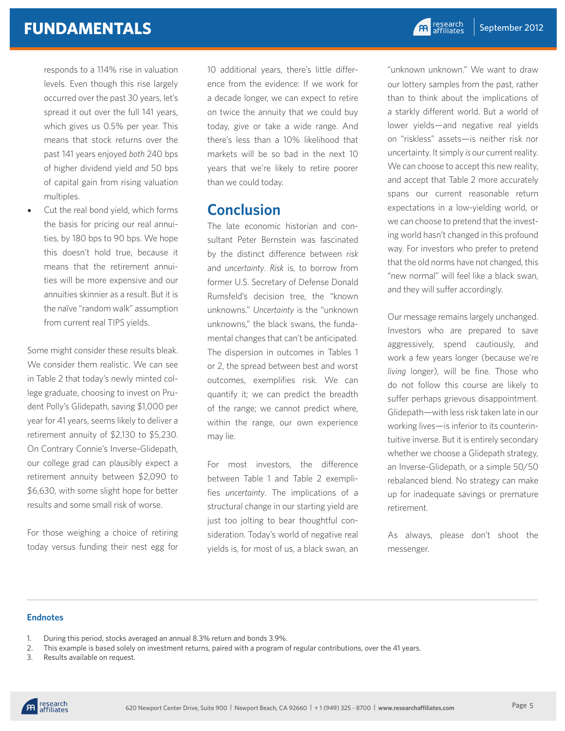responds to a 114% rise in valuation levels. Even though this rise largely occurred over the past 30 years, let's spread it out over the full 141 years, which gives us 0.5% per year. This means that stock returns over the past 141 years enjoyed *both* 240 bps of higher dividend yield *and* 50 bps of capital gain from rising valuation multiples.

- Cut the real bond yield, which forms the basis for pricing our real annuities, by 180 bps to 90 bps. We hope this doesn't hold true, because it means that the retirement annuities will be more expensive and our annuities skinnier as a result. But it is the naïve "random walk" assumption from current real TIPS yields.

Some might consider these results bleak. We consider them realistic. We can see in Table 2 that today's newly minted college graduate, choosing to invest on Prudent Polly's Glidepath, saving $1,000 per year for 41 years, seems likely to deliver a retirement annuity of $2,130 to $5,230. On Contrary Connie's Inverse-Glidepath, our college grad can plausibly expect a retirement annuity between $2,090 to $6,630, with some slight hope for better results and some small risk of worse.

For those weighing a choice of retiring today versus funding their nest egg for 10 additional years, there's little difference from the evidence: If we work for a decade longer, we can expect to retire on twice the annuity that we could buy today, give or take a wide range. And there's less than a 10% likelihood that markets will be so bad in the next 10 years that we're likely to retire poorer than we could today.

## Conclusion

The late economic historian and consultant Peter Bernstein was fascinated by the distinct difference between *risk* and *uncertainty*. *Risk* is, to borrow from former U.S. Secretary of Defense Donald Rumsfeld's decision tree, the "known unknowns." *Uncertainty* is the "unknown unknowns," the black swans, the fundamental changes that can't be anticipated. The dispersion in outcomes in Tables 1 or 2, the spread between best and worst outcomes, exemplifies risk. We can quantify it; we can predict the breadth of the range; we cannot predict where, within the range, our own experience may lie.

For most investors, the difference between Table 1 and Table 2 exemplifies *uncertainty*. The implications of a structural change in our starting yield are just too jolting to bear thoughtful consideration. Today's world of negative real yields is, for most of us, a black swan, an "unknown unknown." We want to draw our lottery samples from the past, rather than to think about the implications of a starkly different world. But a world of lower yields—and negative real yields on "riskless" assets—is neither risk nor uncertainty. It simply *is* our current reality. We can choose to accept this new reality, and accept that Table 2 more accurately spans our current reasonable return expectations in a low-yielding world, or we can choose to pretend that the investing world hasn't changed in this profound way. For investors who prefer to pretend that the old norms have not changed, this "new normal" will feel like a black swan, and they will suffer accordingly.

Our message remains largely unchanged. Investors who are prepared to save aggressively, spend cautiously, and work a few years longer (because we're *living* longer), will be fine. Those who do not follow this course are likely to suffer perhaps grievous disappointment. Glidepath—with less risk taken late in our working lives—is inferior to its counterintuitive inverse. But it is entirely secondary whether we choose a Glidepath strategy, an Inverse-Glidepath, or a simple 50/50 rebalanced blend. No strategy can make up for inadequate savings or premature retirement.

As always, please don't shoot the messenger.

### Endnotes

1. During this period, stocks averaged an annual 8.3% return and bonds 3.9%.
2. This example is based solely on investment returns, paired with a program of regular contributions, over the 41 years.
3. Results available on request.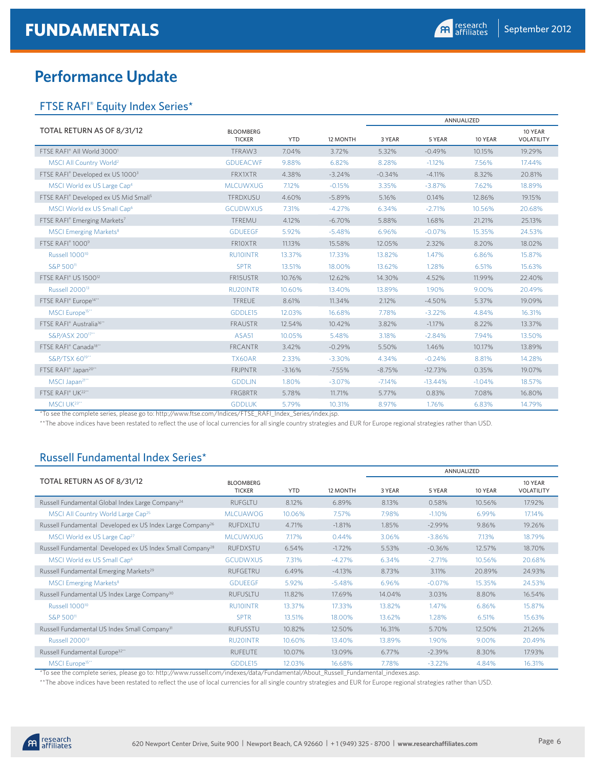# Performance Update

## FTSE RAFI® Equity Index Series*

| TOTAL RETURN AS OF 8/31/12 | BLOOMBERG TICKER | YTD | 12 MONTH | ANNUALIZED 3 YEAR | ANNUALIZED 5 YEAR | ANNUALIZED 10 YEAR | 10 YEAR VOLATILITY |
|---|---|---|---|---|---|---|---|
| FTSE RAFI® All World 3000[1] | TFRAW3 | 7.04% | 3.72% | 5.32% | -0.49% | 10.15% | 19.29% |
| MSCI All Country World[2] | GDUEACWF | 9.88% | 6.82% | 8.28% | -1.12% | 7.56% | 17.44% |
| FTSE RAFI® Developed ex US 1000[3] | FRX1XTR | 4.38% | -3.24% | -0.34% | -4.11% | 8.32% | 20.81% |
| MSCI World ex US Large Cap[4] | MLCUWXUG | 7.12% | -0.15% | 3.35% | -3.87% | 7.62% | 18.89% |
| FTSE RAFI® Developed ex US Mid Small[5] | TFRDXUSU | 4.60% | -5.89% | 5.16% | 0.14% | 12.86% | 19.15% |
| MSCI World ex US Small Cap[6] | GCUDWXUS | 7.31% | -4.27% | 6.34% | -2.71% | 10.56% | 20.68% |
| FTSE RAFI® Emerging Markets[7] | TFREMU | 4.12% | -6.70% | 5.88% | 1.68% | 21.21% | 25.13% |
| MSCI Emerging Markets[8] | GDUEEGF | 5.92% | -5.48% | 6.96% | -0.07% | 15.35% | 24.53% |
| FTSE RAFI® 1000[9] | FR10XTR | 11.13% | 15.58% | 12.05% | 2.32% | 8.20% | 18.02% |
| Russell 1000[10] | RU10INTR | 13.37% | 17.33% | 13.82% | 1.47% | 6.86% | 15.87% |
| S&P 500[11] | SPTR | 13.51% | 18.00% | 13.62% | 1.28% | 6.51% | 15.63% |
| FTSE RAFI® US 1500[12] | FR15USTR | 10.76% | 12.62% | 14.30% | 4.52% | 11.99% | 22.40% |
| Russell 2000[13] | RU20INTR | 10.60% | 13.40% | 13.89% | 1.90% | 9.00% | 20.49% |
| FTSE RAFI® Europe[14**] | TFREUE | 8.61% | 11.34% | 2.12% | -4.50% | 5.37% | 19.09% |
| MSCI Europe[15**] | GDDLE15 | 12.03% | 16.68% | 7.78% | -3.22% | 4.84% | 16.31% |
| FTSE RAFI® Australia[16**] | FRAUSTR | 12.54% | 10.42% | 3.82% | -1.17% | 8.22% | 13.37% |
| S&P/ASX 200[17**] | AS51 | 10.05% | 5.48% | 3.18% | -2.84% | 7.94% | 13.50% |
| FTSE RAFI® Canada[18**] | FRCANTR | 3.42% | -0.29% | 5.50% | 1.46% | 10.17% | 13.89% |
| S&P/TSX 60[19**] | TX60AR | 2.33% | -3.30% | 4.34% | -0.24% | 8.81% | 14.28% |
| FTSE RAFI® Japan[20**] | FRJPNTR | -3.16% | -7.55% | -8.75% | -12.73% | 0.35% | 19.07% |
| MSCI Japan[21**] | GDDLJN | 1.80% | -3.07% | -7.14% | -13.44% | -1.04% | 18.57% |
| FTSE RAFI® UK[22**] | FRGBRTR | 5.78% | 11.71% | 5.77% | 0.83% | 7.08% | 16.80% |
| MSCI UK[23**] | GDDLUK | 5.79% | 10.31% | 8.97% | 1.76% | 6.83% | 14.79% |

*To see the complete series, please go to: http://www.ftse.com/Indices/FTSE_RAFI_Index_Series/index.jsp.

**The above indices have been restated to reflect the use of local currencies for all single country strategies and EUR for Europe regional strategies rather than USD.

## Russell Fundamental Index Series*

| TOTAL RETURN AS OF 8/31/12 | BLOOMBERG TICKER | YTD | 12 MONTH | ANNUALIZED 3 YEAR | ANNUALIZED 5 YEAR | ANNUALIZED 10 YEAR | 10 YEAR VOLATILITY |
|---|---|---|---|---|---|---|---|
| Russell Fundamental Global Index Large Company[24] | RUFGLTU | 8.12% | 6.89% | 8.13% | 0.58% | 10.56% | 17.92% |
| MSCI All Country World Large Cap[25] | MLCUAWOG | 10.06% | 7.57% | 7.98% | -1.10% | 6.99% | 17.14% |
| Russell Fundamental Developed ex US Index Large Company[26] | RUFDXLTU | 4.71% | -1.81% | 1.85% | -2.99% | 9.86% | 19.26% |
| MSCI World ex US Large Cap[27] | MLCUWXUG | 7.17% | 0.44% | 3.06% | -3.86% | 7.13% | 18.79% |
| Russell Fundamental Developed ex US Index Small Company[28] | RUFDXSTU | 6.54% | -1.72% | 5.53% | -0.36% | 12.57% | 18.70% |
| MSCI World ex US Small Cap[6] | GCUDWXUS | 7.31% | -4.27% | 6.34% | -2.71% | 10.56% | 20.68% |
| Russell Fundamental Emerging Markets[29] | RUFGETRU | 6.49% | -4.13% | 8.73% | 3.11% | 20.89% | 24.93% |
| MSCI Emerging Markets[8] | GDUEEGF | 5.92% | -5.48% | 6.96% | -0.07% | 15.35% | 24.53% |
| Russell Fundamental US Index Large Company[30] | RUFUSLTU | 11.82% | 17.69% | 14.04% | 3.03% | 8.80% | 16.54% |
| Russell 1000[10] | RU10INTR | 13.37% | 17.33% | 13.82% | 1.47% | 6.86% | 15.87% |
| S&P 500[11] | SPTR | 13.51% | 18.00% | 13.62% | 1.28% | 6.51% | 15.63% |
| Russell Fundamental US Index Small Company[31] | RUFUSSTU | 10.82% | 12.50% | 16.31% | 5.70% | 12.50% | 21.26% |
| Russell 2000[13] | RU20INTR | 10.60% | 13.40% | 13.89% | 1.90% | 9.00% | 20.49% |
| Russell Fundamental Europe[32**] | RUFEUTE | 10.07% | 13.09% | 6.77% | -2.39% | 8.30% | 17.93% |
| MSCI Europe[15**] | GDDLE15 | 12.03% | 16.68% | 7.78% | -3.22% | 4.84% | 16.31% |

*To see the complete series, please go to: http://www.russell.com/indexes/data/Fundamental/About_Russell_Fundamental_indexes.asp.

**The above indices have been restated to reflect the use of local currencies for all single country strategies and EUR for Europe regional strategies rather than USD.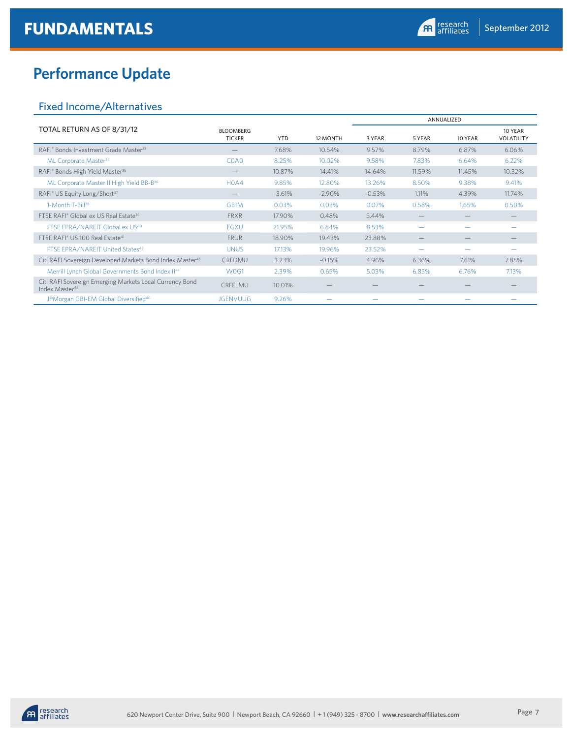## Performance Update

### Fixed Income/Alternatives

| TOTAL RETURN AS OF 8/31/12 | BLOOMBERG TICKER | YTD | 12 MONTH | ANNUALIZED 3 YEAR | ANNUALIZED 5 YEAR | ANNUALIZED 10 YEAR | ANNUALIZED 10 YEAR VOLATILITY |
|---|---|---|---|---|---|---|---|
| RAFI® Bonds Investment Grade Master[33] | — | 7.68% | 10.54% | 9.57% | 8.79% | 6.87% | 6.06% |
| ML Corporate Master[34] | C0A0 | 8.25% | 10.02% | 9.58% | 7.83% | 6.64% | 6.22% |
| RAFI® Bonds High Yield Master[35] | — | 10.87% | 14.41% | 14.64% | 11.59% | 11.45% | 10.32% |
| ML Corporate Master II High Yield BB-B[36] | H0A4 | 9.85% | 12.80% | 13.26% | 8.50% | 9.38% | 9.41% |
| RAFI® US Equity Long/Short[37] | — | -3.61% | -2.90% | -0.53% | 1.11% | 4.39% | 11.74% |
| 1-Month T-Bill[38] | GB1M | 0.03% | 0.03% | 0.07% | 0.58% | 1.65% | 0.50% |
| FTSE RAFI® Global ex US Real Estate[39] | FRXR | 17.90% | 0.48% | 5.44% | — | — | — |
| FTSE EPRA/NAREIT Global ex US[40] | EGXU | 21.95% | 6.84% | 8.53% | — | — | — |
| FTSE RAFI® US 100 Real Estate[41] | FRUR | 18.90% | 19.43% | 23.88% | — | — | — |
| FTSE EPRA/NAREIT United States[42] | UNUS | 17.13% | 19.96% | 23.52% | — | — | — |
| Citi RAFI Sovereign Developed Markets Bond Index Master[43] | CRFDMU | 3.23% | -0.15% | 4.96% | 6.36% | 7.61% | 7.85% |
| Merrill Lynch Global Governments Bond Index II[44] | W0G1 | 2.39% | 0.65% | 5.03% | 6.85% | 6.76% | 7.13% |
| Citi RAFI Sovereign Emerging Markets Local Currency Bond Index Master[45] | CRFELMU | 10.01% | — | — | — | — | — |
| JPMorgan GBI-EM Global Diversified[46] | JGENVUUG | 9.26% | — | — | — | — | — |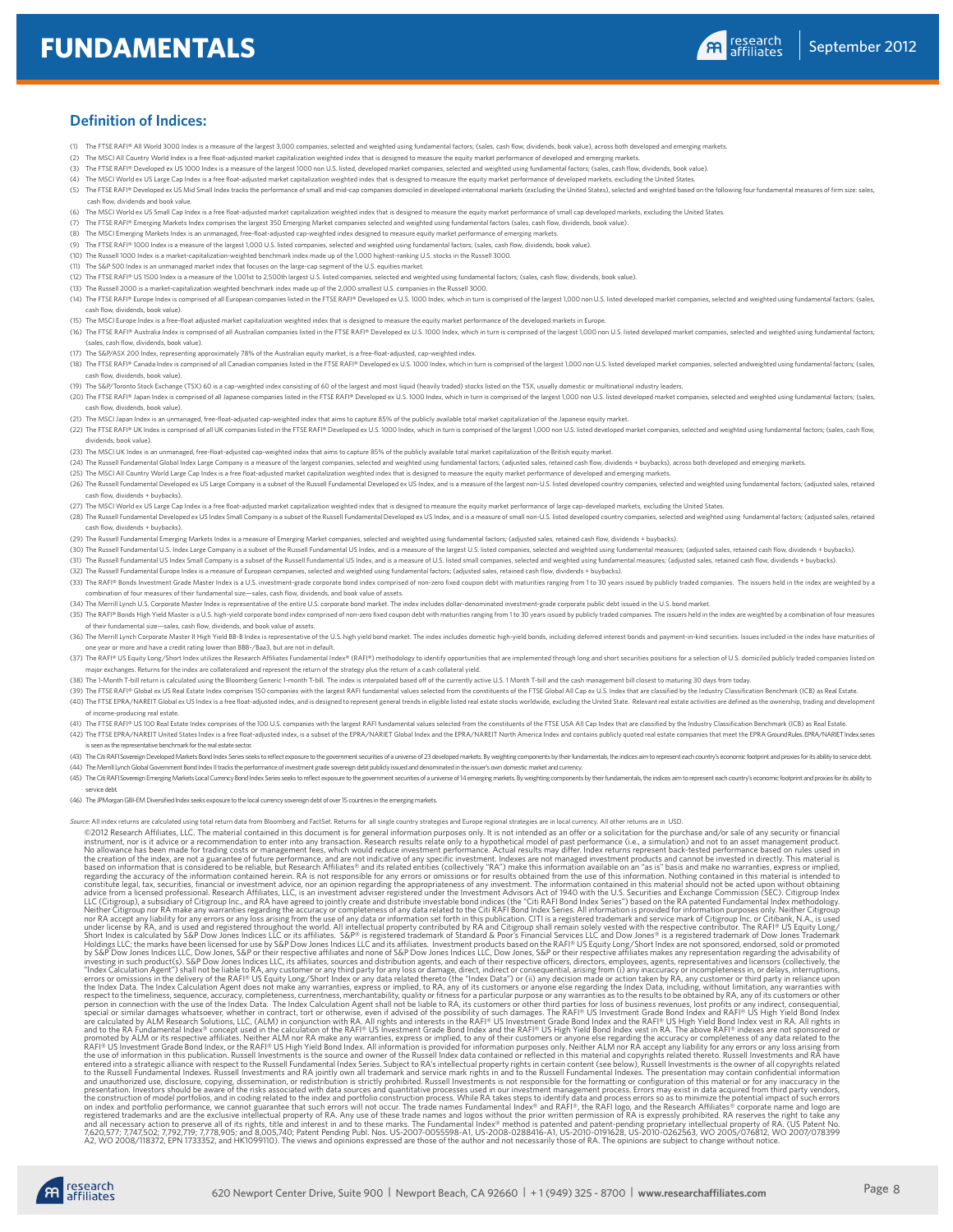## Definition of Indices:

(1) The FTSE RAFI® All World 3000 Index is a measure of the largest 3,000 companies, selected and weighted using fundamental factors; (sales, cash flow, dividends, book value), across both developed and emerging markets.

(2) The MSCI All Country World Index is a free float-adjusted market capitalization weighted index that is designed to measure the equity market performance of developed and emerging markets.

(3) The FTSE RAFI® Developed ex US 1000 Index is a measure of the largest 1000 non U.S. listed, developed market companies, selected and weighted using fundamental factors; (sales, cash flow, dividends, book value).

(4) The MSCI World ex US Large Cap Index is a free float-adjusted market capitalization weighted index that is designed to measure the equity market performance of developed markets, excluding the United States.

(5) The FTSE RAFI® Developed ex US Mid Small Index tracks the performance of small and mid-cap companies domiciled in developed international markets (excluding the United States), selected and weighted based on the following four fundamental measures of firm size: sales, cash flow, dividends and book value.

(6) The MSCI World ex US Small Cap Index is a free float-adjusted market capitalization weighted index that is designed to measure the equity market performance of small cap developed markets, excluding the United States.

(7) The FTSE RAFI® Emerging Markets Index comprises the largest 350 Emerging Market companies selected and weighted using fundamental factors (sales, cash flow, dividends, book value).

(8) The MSCI Emerging Markets Index is an unmanaged, free-float-adjusted cap-weighted index designed to measure equity market performance of emerging markets.

(9) The FTSE RAFI® 1000 Index is a measure of the largest 1,000 U.S. listed companies, selected and weighted using fundamental factors; (sales, cash flow, dividends, book value).

(10) The Russell 1000 Index is a market-capitalization-weighted benchmark index made up of the 1,000 highest-ranking U.S. stocks in the Russell 3000.

(11) The S&P 500 Index is an unmanaged market index that focuses on the large-cap segment of the U.S. equities market.

(12) The FTSE RAFI® US 1500 Index is a measure of the 1,001st to 2,500th largest U.S. listed companies, selected and weighted using fundamental factors; (sales, cash flow, dividends, book value).

(13) The Russell 2000 is a market-capitalization weighted benchmark index made up of the 2,000 smallest U.S. companies in the Russell 3000.

(14) The FTSE RAFI® Europe Index is comprised of all European companies listed in the FTSE RAFI® Developed ex U.S. 1000 Index, which in turn is comprised of the largest 1,000 non U.S. listed developed market companies, selected and weighted using fundamental factors; (sales, cash flow, dividends, book value).

(15) The MSCI Europe Index is a free-float adjusted market capitalization weighted index that is designed to measure the equity market performance of the developed markets in Europe.

(16) The FTSE RAFI® Australia Index is comprised of all Australian companies listed in the FTSE RAFI® Developed ex U.S. 1000 Index, which in turn is comprised of the largest 1,000 non U.S. listed developed market companies, selected and weighted using fundamental factors; (sales, cash flow, dividends, book value).

(17) The S&P/ASX 200 Index, representing approximately 78% of the Australian equity market, is a free-float-adjusted, cap-weighted index.

(18) The FTSE RAFI® Canada Index is comprised of all Canadian companies listed in the FTSE RAFI® Developed ex U.S. 1000 Index, which in turn is comprised of the largest 1,000 non U.S. listed developed market companies, selected andweighted using fundamental factors; (sales, cash flow, dividends, book value).

(19) The S&P/Toronto Stock Exchange (TSX) 60 is a cap-weighted index consisting of 60 of the largest and most liquid (heavily traded) stocks listed on the TSX, usually domestic or multinational industry leaders.

(20) The FTSE RAFI® Japan Index is comprised of all Japanese companies listed in the FTSE RAFI® Developed ex U.S. 1000 Index, which in turn is comprised of the largest 1,000 non U.S. listed developed market companies, selected and weighted using fundamental factors; (sales, cash flow, dividends, book value).

(21) The MSCI Japan Index is an unmanaged, free-float-adjusted cap-weighted index that aims to capture 85% of the publicly available total market capitalization of the Japanese equity market.

(22) The FTSE RAFI® UK Index is comprised of all UK companies listed in the FTSE RAFI® Developed ex U.S. 1000 Index, which in turn is comprised of the largest 1,000 non U.S. listed developed market companies, selected and weighted using fundamental factors; (sales, cash flow, dividends, book value).

(23) The MSCI UK Index is an unmanaged, free-float-adjusted cap-weighted index that aims to capture 85% of the publicly available total market capitalization of the British equity market.

(24) The Russell Fundamental Global Index Large Company is a measure of the largest companies, selected and weighted using fundamental factors; (adjusted sales, retained cash flow, dividends + buybacks), across both developed and emerging markets.

(25) The MSCI All Country World Large Cap Index is a free float-adjusted market capitalization weighted index that is designed to measure the equity market performance of developed and emerging markets.

(26) The Russell Fundamental Developed ex US Large Company is a subset of the Russell Fundamental Developed ex US Index, and is a measure of the largest non-U.S. listed developed country companies, selected and weighted using fundamental factors; (adjusted sales, retained cash flow, dividends + buybacks).

(27) The MSCI World ex US Large Cap Index is a free float-adjusted market capitalization weighted index that is designed to measure the equity market performance of large-cap developed markets, excluding the United States.

(28) The Russell Fundamental Developed ex US Index Small Company is a subset of the Russell Fundamental Developed ex US Index, and is a measure of small non-U.S. listed developed country companies, selected and weighted using fundamental factors; (adjusted sales, retained cash flow, dividends + buybacks).

(29) The Russell Fundamental Emerging Markets Index is a measure of Emerging Market companies, selected and weighted using fundamental factors; (adjusted sales, retained cash flow, dividends + buybacks).

(30) The Russell Fundamental U.S. Index Large Company is a subset of the Russell Fundamental US Index, and is a measure of the largest U.S. listed companies, selected and weighted using fundamental measures; (adjusted sales, retained cash flow, dividends + buybacks).

(31) The Russell Fundamental US Index Small Company is a subset of the Russell Fundamental US Index, and is a measure of U.S. listed small companies, selected and weighted using fundamental measures; (adjusted sales, retained cash flow, dividends + buybacks).

(32) The Russell Fundamental Europe Index is a measure of European companies, selected and weighted using fundamental factors; (adjusted sales, retained cash flow, dividends + buybacks).

(33) The RAFI® Bonds Investment Grade Master Index is a U.S. investment-grade corporate bond index comprised of non-zero fixed coupon debt with maturities ranging from 1 to 30 years issued by publicly traded companies. The issuers held in the index are weighted by a combination of four measures of their fundamental size—sales, cash flow, dividends, and book value of assets.

(34) The Merrill Lynch U.S. Corporate Master Index is representative of the entire U.S. corporate bond market. The index includes dollar-denominated investment-grade corporate public debt issued in the U.S. bond market.

(35) The RAFI® Bonds High Yield Master is a U.S. high-yield corporate bond index comprised of non-zero fixed coupon debt with maturities ranging from 1 to 30 years issued by publicly traded companies. The issuers held in the index are weighted by a combination of four measures of their fundamental size—sales, cash flow, dividends, and book value of assets.

(36) The Merrill Lynch Corporate Master II High Yield BB-B Index is representative of the U.S. high yield bond market. The index includes domestic high-yield bonds, including deferred interest bonds and payment-in-kind securities. Issues included in the index have maturities of one year or more and have a credit rating lower than BBB-/Baa3, but are not in default.

(37) The RAFI® US Equity Long/Short Index utilizes the Research Affiliates Fundamental Index® (RAFI®) methodology to identify opportunities that are implemented through long and short securities positions for a selection of U.S. domiciled publicly traded companies listed on major exchanges. Returns for the index are collateralized and represent the return of the strategy plus the return of a cash collateral yield.

(38) The 1-Month T-bill return is calculated using the Bloomberg Generic 1-month T-bill. The index is interpolated based off of the currently active U.S. 1 Month T-bill and the cash management bill closest to maturing 30 days from today.

(39) The FTSE RAFI® Global ex US Real Estate Index comprises 150 companies with the largest RAFI fundamental values selected from the constituents of the FTSE Global All Cap ex U.S. Index that are classified by the Industry Classification Benchmark (ICB) as Real Estate.

(40) The FTSE EPRA/NAREIT Global ex US Index is a free float-adjusted index, and is designed to represent general trends in eligible listed real estate stocks worldwide, excluding the United State. Relevant real estate activities are defined as the ownership, trading and development of income-producing real estate.

(41) The FTSE RAFI® US 100 Real Estate Index comprises of the 100 U.S. companies with the largest RAFI fundamental values selected from the constituents of the FTSE USA All Cap Index that are classified by the Industry Classification Benchmark (ICB) as Real Estate.

(42) The FTSE EPRA/NAREIT United States Index is a free float-adjusted index, a subset of the EPRA/NARIET Global Index and the EPRA/NARIET North America Index and contains publicly quoted real estate companies that meet the EPRA Ground Rules. EPRA/NAREIT Index series is seen as the representative benchmark for the real estate sector.

(43) The Citi RAFI Sovereign Developed Markets Bond Index Series seeks to reflect exposure to the government securities of a universe of 23 developed markets. By weighting components by their fundamentals, the indices aim to represent each country's economic footprint and proxies for its ability to service debt.

(44) The Merrill Lynch Global Government Bond Index II tracks the performance of investment grade sovereign debt publicly issued and denominated in the issuer's own domestic market and currency.

(45) The Citi RAFI Sovereign Emerging Markets Local Currency Bond Index Series seeks to reflect exposure to the government securities of a universe of 14 emerging markets. By weighting components by their fundamentals, the indices aim to represent each country's economic footprint and proxies for its ability to service debt.

(46) The JPMorgan GBI-EM Diversified Index seeks exposure to the local currency sovereign debt of over 15 countries in the emerging markets.

*Source*: All index returns are calculated using total return data from Bloomberg and FactSet. Returns for all single country strategies and Europe regional strategies are in local currency. All other returns are in USD.

©2012 Research Affiliates, LLC. The material contained in this document is for general information purposes only. It is not intended as an offer or a solicitation for the purchase and/or sale of any security or financial instrument, nor is it advice or a recommendation to enter into any transaction. Research results relate only to a hypothetical model of past performance (i.e., a simulation) and not to an asset management product. No allowance has been made for trading costs or management fees, which would reduce investment performance. Actual results may differ. Index returns represent back-tested performance based on rules used in the creation of the index, are not a guarantee of future performance, and are not indicative of any specific investment. Indexes are not managed investment products and cannot be invested in directly. This material is based on information that is considered to be reliable, but Research Affiliates® and its related entities (collectively "RA") make this information available on an "as is" basis and make no warranties, express or implied, regarding the accuracy of the information contained herein. RA is not responsible for any errors or omissions or for results obtained from the use of this information. Nothing contained in this material is intended to constitute legal, tax, securities, financial or investment advice, nor an opinion regarding the appropriateness of any investment. The information contained in this material should not be acted upon without obtaining advice from a licensed professional. Research Affiliates, LLC, is an investment adviser registered under the Investment Advisors Act of 1940 with the U.S. Securities and Exchange Commission (SEC). Citigroup Index LLC (Citigroup), a subsidiary of Citigroup Inc., and RA have agreed to jointly create and distribute investable bond indices (the "Citi RAFI Bond Index Series") based on the RA patented Fundamental Index methodology. Neither Citigroup nor RA make any warranties regarding the accuracy or completeness of any data related to the Citi RAFI Bond Index Series. All information is provided for information purposes only. Neither Citigroup nor RA accept any liability for any errors or any loss arising from the use of any data or information set forth in this publication. CITI is a registered trademark and service mark of Citigroup Inc. or Citibank, N.A., is used under license by RA, and is used and registered throughout the world. All intellectual property contributed by RA and Citigroup shall remain solely vested with the respective contributor. The RAFI® US Equity Long/Short Index is calculated by S&P Dow Jones Indices LLC or its affiliates. S&P® is registered trademark of Standard & Poor's Financial Services LLC and Dow Jones® is a registered trademark of Dow Jones Trademark Holdings LLC; the marks have been licensed for use by S&P Dow Jones Indices LLC and its affiliates. Investment products based on the RAFI® US Equity Long/Short Index are not sponsored, endorsed, sold or promoted by S&P Dow Jones Indices LLC, Dow Jones, S&P or their respective affiliates and none of S&P Dow Jones Indices LLC, Dow Jones, S&P or their respective affiliates makes any representation regarding the advisability of investing in such product(s). S&P Dow Jones Indices LLC, its affiliates, sources and distribution agents, and each of their respective officers, directors, employees, agents, representatives and licensors (collectively, the "Index Calculation Agent") shall not be liable to RA, any customer or any third party for any loss or damage, direct, indirect or consequential, arising from (i) any inaccuracy or incompleteness in, or delays, interruptions, errors or omissions in the delivery of the RAFI® US Equity Long/Short Index or any data related thereto (the "Index Data") or (ii) any decision made or action taken by RA, any customer or third party in reliance upon the Index Data. The Index Calculation Agent does not make any warranties, express or implied, to RA, any of its customers or anyone else regarding the Index Data, including, without limitation, any warranties with respect to the timeliness, sequence, accuracy, completeness, currentness, merchantability, quality or fitness for a particular purpose or any warranties as to the results to be obtained by RA, any of its customers or other person in connection with the use of the Index Data. The Index Calculation Agent shall not be liable to RA, its customers or other third parties for loss of business revenues, lost profits or any indirect, consequential, special or similar damages whatsoever, whether in contract, tort or otherwise, even if advised of the possibility of such damages. The RAFI® US Investment Grade Bond Index and RAFI® US High Yield Bond Index are calculated by ALM Research Solutions, LLC, (ALM) in conjunction with RA. All rights and interests in the RAFI® US Investment Grade Bond Index and the RAFI® US High Yield Bond Index vest in RA. All rights in and to the RA Fundamental Index® concept used in the calculation of the RAFI® US Investment Grade Bond Index and the RAFI® US High Yield Bond Index vest in RA. The above RAFI® indexes are not sponsored or promoted by ALM or its respective affiliates. Neither ALM nor RA make any warranties, express or implied, to any of their customers or anyone else regarding the accuracy or completeness of any data related to the RAFI® US Investment Grade Bond Index, or the RAFI® US High Yield Bond Index. All information is provided for information purposes only. Neither ALM nor RA accept any liability for any errors or any loss arising from the use of information in this publication. Russell Investments is the source and owner of the Russell Index data contained or reflected in this material and copyrights related thereto. Russell Investments and RA have entered into a strategic alliance with respect to the Russell Fundamental Index Series. Subject to RA's intellectual property rights in certain content (see below), Russell Investments is the owner of all copyrights related to the Russell Fundamental Indexes. Russell Investments and RA jointly own all trademark and service mark rights in and to the Russell Fundamental Indexes. The presentation may contain confidential information and unauthorized use, disclosure, copying, dissemination, or redistribution is strictly prohibited. Russell Investments is not responsible for the formatting or configuration of this material or for any inaccuracy in the presentation. Investors should be aware of the risks associated with data sources and quantitative processes used in our investment management process. Errors may exist in data acquired from third party vendors, the construction of model portfolios, and in coding related to the index and portfolio construction process. While RA takes steps to identify data and process errors so as to minimize the potential impact of such errors on index and portfolio performance, we cannot guarantee that such errors will not occur. The trade names Fundamental Index® and RAFI®, the RAFI logo, and the Research Affiliates® corporate name and logo are registered trademarks and are the exclusive intellectual property of RA. Any use of these trade names and logos without the prior written permission of RA is expressly prohibited. RA reserves the right to take any and all necessary action to preserve all of its rights, title and interest in and to these marks. The Fundamental Index® method is patented and patent-pending proprietary intellectual property of RA. (US Patent No. 7,620,577; 7,747,502; 7,792,719; 7,778,905; and 8,005,740; Patent Pending Publ. Nos. US-2007-0055598-A1, US-2008-0288416-A1, US-2010-0191628, US-2010-0262563, WO 2005/076812, WO 2007/078399 A2, WO 2008/118372, EPN 1733352, and HK1099110). The views and opinions expressed are those of the author and not necessarily those of RA. The opinions are subject to change without notice.